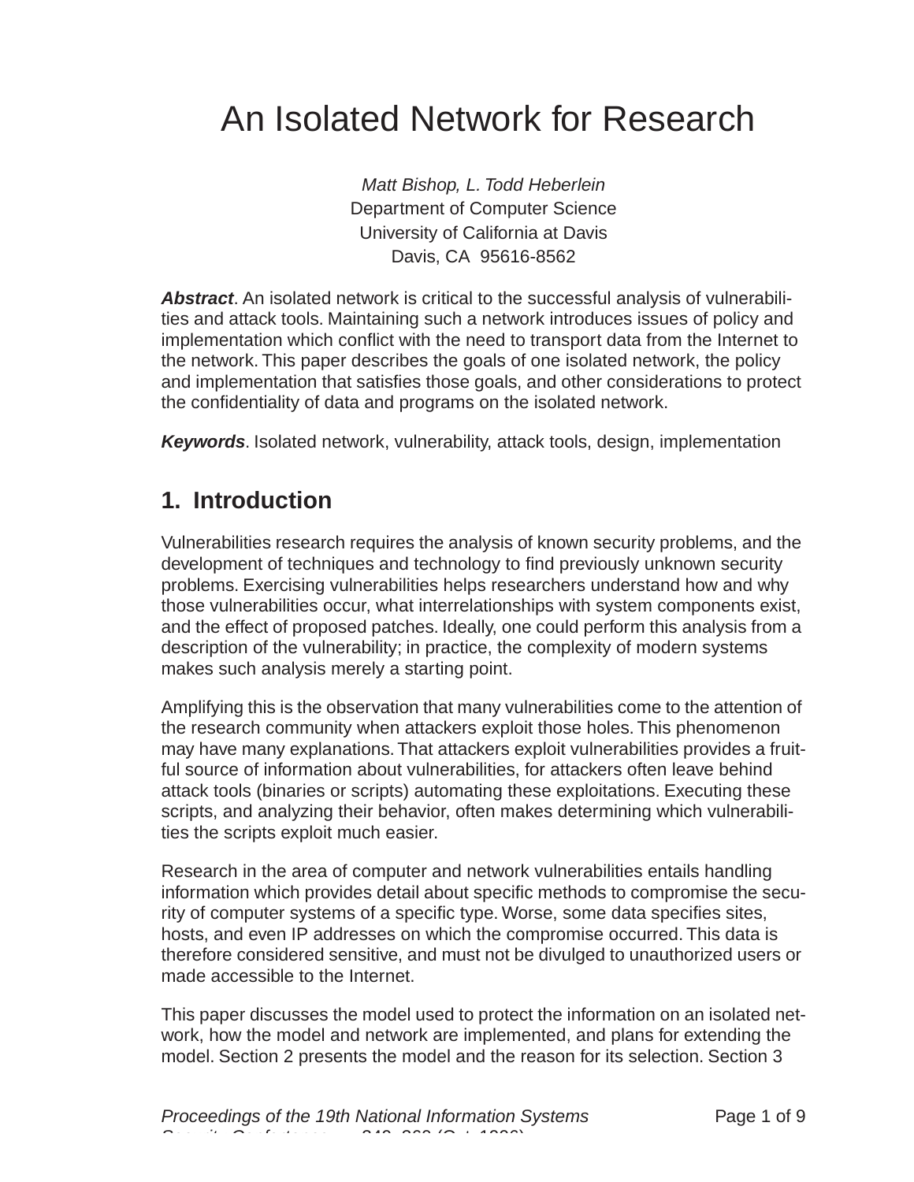# An Isolated Network for Research

*Matt Bishop, L. Todd Heberlein*
Department of Computer Science
University of California at Davis
Davis, CA 95616-8562

***Abstract***. An isolated network is critical to the successful analysis of vulnerabilities and attack tools. Maintaining such a network introduces issues of policy and implementation which conflict with the need to transport data from the Internet to the network. This paper describes the goals of one isolated network, the policy and implementation that satisfies those goals, and other considerations to protect the confidentiality of data and programs on the isolated network.

***Keywords***. Isolated network, vulnerability, attack tools, design, implementation

## 1. Introduction

Vulnerabilities research requires the analysis of known security problems, and the development of techniques and technology to find previously unknown security problems. Exercising vulnerabilities helps researchers understand how and why those vulnerabilities occur, what interrelationships with system components exist, and the effect of proposed patches. Ideally, one could perform this analysis from a description of the vulnerability; in practice, the complexity of modern systems makes such analysis merely a starting point.

Amplifying this is the observation that many vulnerabilities come to the attention of the research community when attackers exploit those holes. This phenomenon may have many explanations. That attackers exploit vulnerabilities provides a fruitful source of information about vulnerabilities, for attackers often leave behind attack tools (binaries or scripts) automating these exploitations. Executing these scripts, and analyzing their behavior, often makes determining which vulnerabilities the scripts exploit much easier.

Research in the area of computer and network vulnerabilities entails handling information which provides detail about specific methods to compromise the security of computer systems of a specific type. Worse, some data specifies sites, hosts, and even IP addresses on which the compromise occurred. This data is therefore considered sensitive, and must not be divulged to unauthorized users or made accessible to the Internet.

This paper discusses the model used to protect the information on an isolated network, how the model and network are implemented, and plans for extending the model. Section 2 presents the model and the reason for its selection. Section 3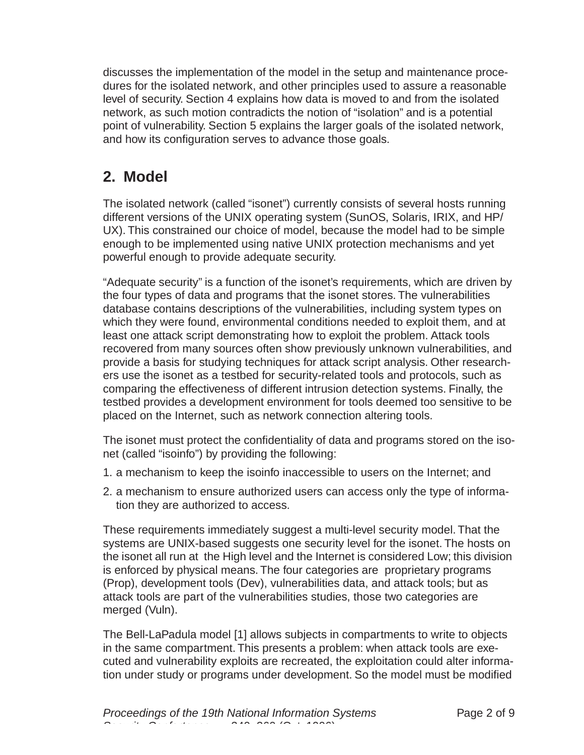discusses the implementation of the model in the setup and maintenance procedures for the isolated network, and other principles used to assure a reasonable level of security. Section 4 explains how data is moved to and from the isolated network, as such motion contradicts the notion of "isolation" and is a potential point of vulnerability. Section 5 explains the larger goals of the isolated network, and how its configuration serves to advance those goals.

## 2. Model

The isolated network (called "isonet") currently consists of several hosts running different versions of the UNIX operating system (SunOS, Solaris, IRIX, and HP/UX). This constrained our choice of model, because the model had to be simple enough to be implemented using native UNIX protection mechanisms and yet powerful enough to provide adequate security.

"Adequate security" is a function of the isonet's requirements, which are driven by the four types of data and programs that the isonet stores. The vulnerabilities database contains descriptions of the vulnerabilities, including system types on which they were found, environmental conditions needed to exploit them, and at least one attack script demonstrating how to exploit the problem. Attack tools recovered from many sources often show previously unknown vulnerabilities, and provide a basis for studying techniques for attack script analysis. Other researchers use the isonet as a testbed for security-related tools and protocols, such as comparing the effectiveness of different intrusion detection systems. Finally, the testbed provides a development environment for tools deemed too sensitive to be placed on the Internet, such as network connection altering tools.

The isonet must protect the confidentiality of data and programs stored on the isonet (called "isoinfo") by providing the following:

1. a mechanism to keep the isoinfo inaccessible to users on the Internet; and
2. a mechanism to ensure authorized users can access only the type of information they are authorized to access.

These requirements immediately suggest a multi-level security model. That the systems are UNIX-based suggests one security level for the isonet. The hosts on the isonet all run at the High level and the Internet is considered Low; this division is enforced by physical means. The four categories are proprietary programs (Prop), development tools (Dev), vulnerabilities data, and attack tools; but as attack tools are part of the vulnerabilities studies, those two categories are merged (Vuln).

The Bell-LaPadula model [1] allows subjects in compartments to write to objects in the same compartment. This presents a problem: when attack tools are executed and vulnerability exploits are recreated, the exploitation could alter information under study or programs under development. So the model must be modified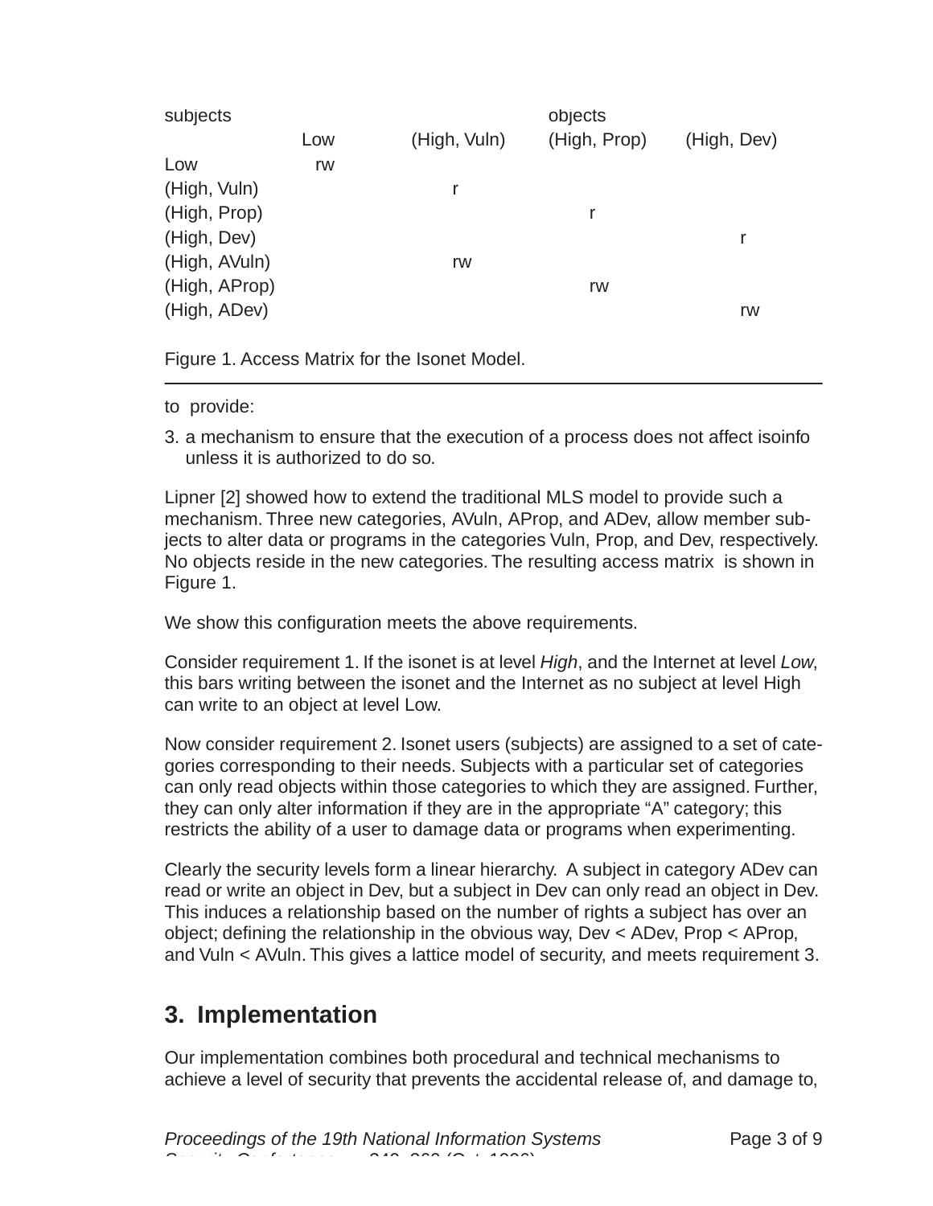| subjects | objects | | | |
|---|---|---|---|---|
| | Low | (High, Vuln) | (High, Prop) | (High, Dev) |
| Low | rw | | | |
| (High, Vuln) | | r | | |
| (High, Prop) | | | r | |
| (High, Dev) | | | | r |
| (High, AVuln) | | rw | | |
| (High, AProp) | | | rw | |
| (High, ADev) | | | | rw |

Figure 1. Access Matrix for the Isonet Model.

---

to provide:

3. a mechanism to ensure that the execution of a process does not affect isoinfo unless it is authorized to do so.

Lipner [2] showed how to extend the traditional MLS model to provide such a mechanism. Three new categories, AVuln, AProp, and ADev, allow member subjects to alter data or programs in the categories Vuln, Prop, and Dev, respectively. No objects reside in the new categories. The resulting access matrix is shown in Figure 1.

We show this configuration meets the above requirements.

Consider requirement 1. If the isonet is at level *High*, and the Internet at level *Low*, this bars writing between the isonet and the Internet as no subject at level High can write to an object at level Low.

Now consider requirement 2. Isonet users (subjects) are assigned to a set of categories corresponding to their needs. Subjects with a particular set of categories can only read objects within those categories to which they are assigned. Further, they can only alter information if they are in the appropriate "A" category; this restricts the ability of a user to damage data or programs when experimenting.

Clearly the security levels form a linear hierarchy. A subject in category ADev can read or write an object in Dev, but a subject in Dev can only read an object in Dev. This induces a relationship based on the number of rights a subject has over an object; defining the relationship in the obvious way, Dev < ADev, Prop < AProp, and Vuln < AVuln. This gives a lattice model of security, and meets requirement 3.

## 3. Implementation

Our implementation combines both procedural and technical mechanisms to achieve a level of security that prevents the accidental release of, and damage to,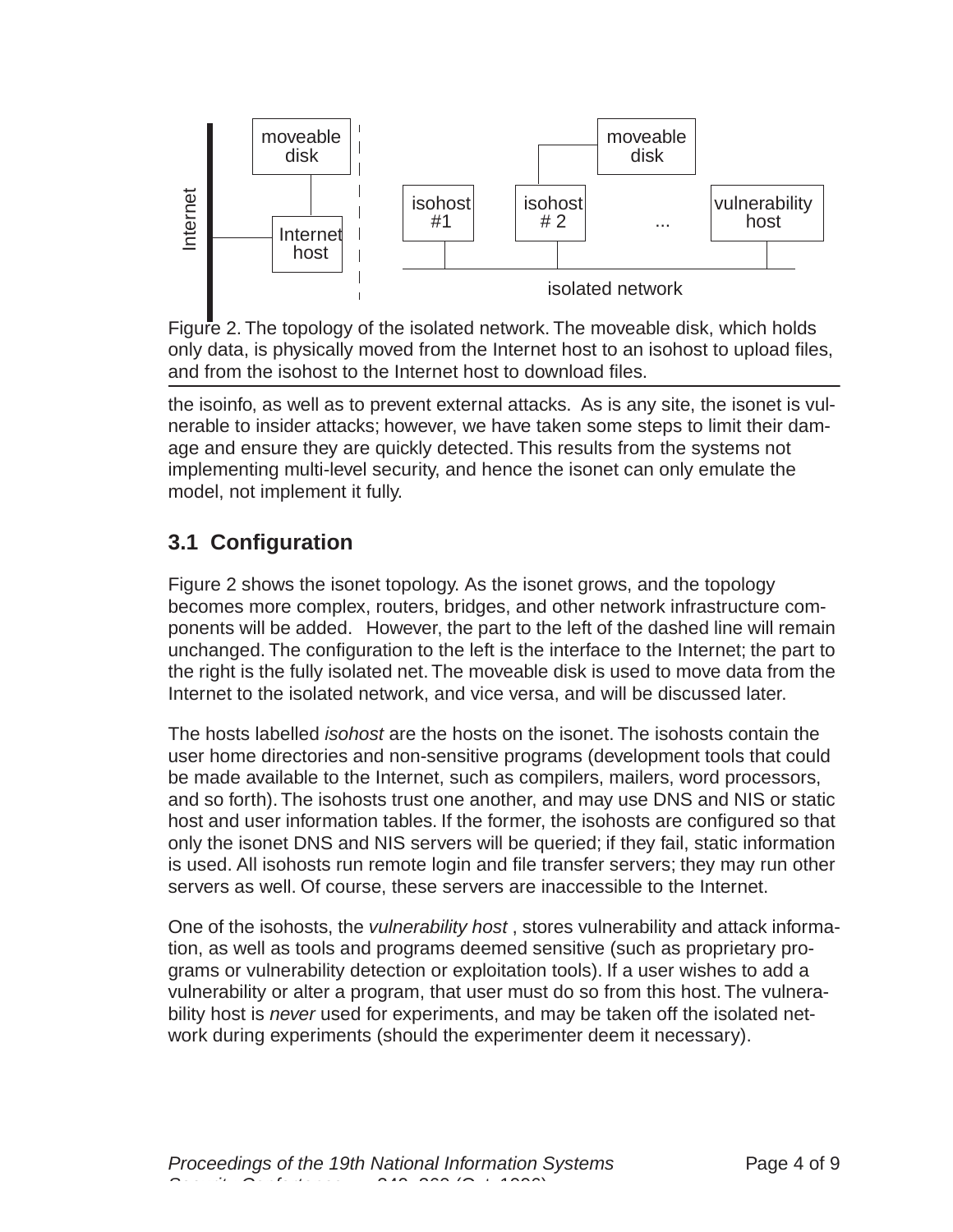Figure 2. The topology of the isolated network. The moveable disk, which holds only data, is physically moved from the Internet host to an isohost to upload files, and from the isohost to the Internet host to download files.

the isoinfo, as well as to prevent external attacks. As is any site, the isonet is vulnerable to insider attacks; however, we have taken some steps to limit their damage and ensure they are quickly detected. This results from the systems not implementing multi-level security, and hence the isonet can only emulate the model, not implement it fully.

## 3.1 Configuration

Figure 2 shows the isonet topology. As the isonet grows, and the topology becomes more complex, routers, bridges, and other network infrastructure components will be added. However, the part to the left of the dashed line will remain unchanged. The configuration to the left is the interface to the Internet; the part to the right is the fully isolated net. The moveable disk is used to move data from the Internet to the isolated network, and vice versa, and will be discussed later.

The hosts labelled *isohost* are the hosts on the isonet. The isohosts contain the user home directories and non-sensitive programs (development tools that could be made available to the Internet, such as compilers, mailers, word processors, and so forth). The isohosts trust one another, and may use DNS and NIS or static host and user information tables. If the former, the isohosts are configured so that only the isonet DNS and NIS servers will be queried; if they fail, static information is used. All isohosts run remote login and file transfer servers; they may run other servers as well. Of course, these servers are inaccessible to the Internet.

One of the isohosts, the *vulnerability host* , stores vulnerability and attack information, as well as tools and programs deemed sensitive (such as proprietary programs or vulnerability detection or exploitation tools). If a user wishes to add a vulnerability or alter a program, that user must do so from this host. The vulnerability host is *never* used for experiments, and may be taken off the isolated network during experiments (should the experimenter deem it necessary).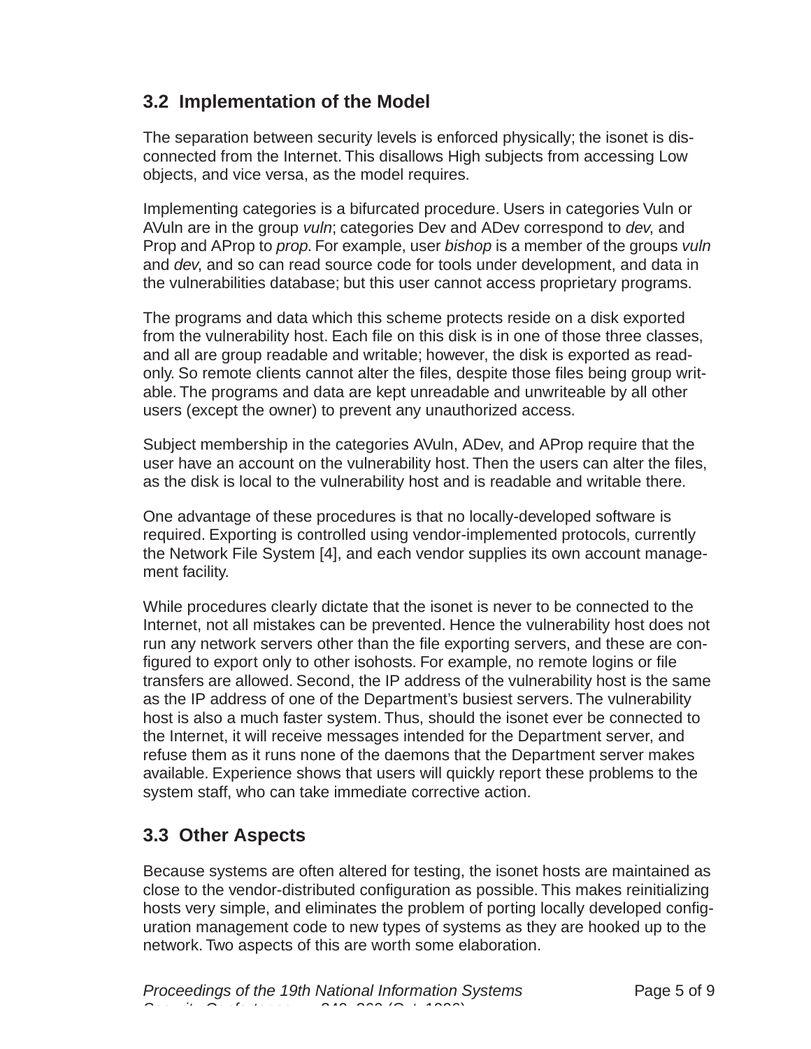### 3.2 Implementation of the Model

The separation between security levels is enforced physically; the isonet is disconnected from the Internet. This disallows High subjects from accessing Low objects, and vice versa, as the model requires.

Implementing categories is a bifurcated procedure. Users in categories Vuln or AVuln are in the group *vuln*; categories Dev and ADev correspond to *dev*, and Prop and AProp to *prop*. For example, user *bishop* is a member of the groups *vuln* and *dev*, and so can read source code for tools under development, and data in the vulnerabilities database; but this user cannot access proprietary programs.

The programs and data which this scheme protects reside on a disk exported from the vulnerability host. Each file on this disk is in one of those three classes, and all are group readable and writable; however, the disk is exported as read-only. So remote clients cannot alter the files, despite those files being group writable. The programs and data are kept unreadable and unwriteable by all other users (except the owner) to prevent any unauthorized access.

Subject membership in the categories AVuln, ADev, and AProp require that the user have an account on the vulnerability host. Then the users can alter the files, as the disk is local to the vulnerability host and is readable and writable there.

One advantage of these procedures is that no locally-developed software is required. Exporting is controlled using vendor-implemented protocols, currently the Network File System [4], and each vendor supplies its own account management facility.

While procedures clearly dictate that the isonet is never to be connected to the Internet, not all mistakes can be prevented. Hence the vulnerability host does not run any network servers other than the file exporting servers, and these are configured to export only to other isohosts. For example, no remote logins or file transfers are allowed. Second, the IP address of the vulnerability host is the same as the IP address of one of the Department's busiest servers. The vulnerability host is also a much faster system. Thus, should the isonet ever be connected to the Internet, it will receive messages intended for the Department server, and refuse them as it runs none of the daemons that the Department server makes available. Experience shows that users will quickly report these problems to the system staff, who can take immediate corrective action.

### 3.3 Other Aspects

Because systems are often altered for testing, the isonet hosts are maintained as close to the vendor-distributed configuration as possible. This makes reinitializing hosts very simple, and eliminates the problem of porting locally developed configuration management code to new types of systems as they are hooked up to the network. Two aspects of this are worth some elaboration.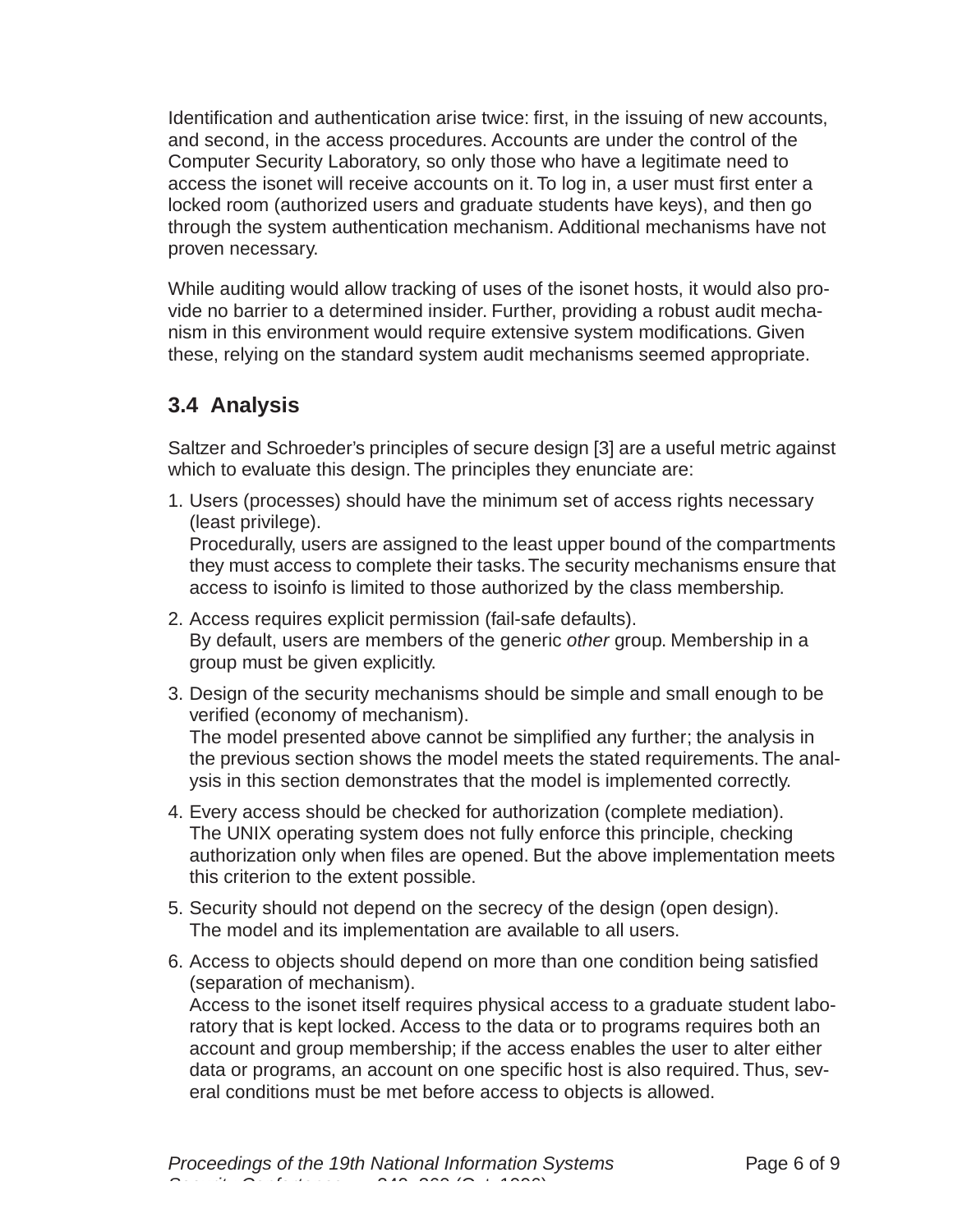Identification and authentication arise twice: first, in the issuing of new accounts, and second, in the access procedures. Accounts are under the control of the Computer Security Laboratory, so only those who have a legitimate need to access the isonet will receive accounts on it. To log in, a user must first enter a locked room (authorized users and graduate students have keys), and then go through the system authentication mechanism. Additional mechanisms have not proven necessary.

While auditing would allow tracking of uses of the isonet hosts, it would also provide no barrier to a determined insider. Further, providing a robust audit mechanism in this environment would require extensive system modifications. Given these, relying on the standard system audit mechanisms seemed appropriate.

### 3.4 Analysis

Saltzer and Schroeder's principles of secure design [3] are a useful metric against which to evaluate this design. The principles they enunciate are:

1. Users (processes) should have the minimum set of access rights necessary (least privilege).
   Procedurally, users are assigned to the least upper bound of the compartments they must access to complete their tasks. The security mechanisms ensure that access to isoinfo is limited to those authorized by the class membership.
2. Access requires explicit permission (fail-safe defaults).
   By default, users are members of the generic *other* group. Membership in a group must be given explicitly.
3. Design of the security mechanisms should be simple and small enough to be verified (economy of mechanism).
   The model presented above cannot be simplified any further; the analysis in the previous section shows the model meets the stated requirements. The analysis in this section demonstrates that the model is implemented correctly.
4. Every access should be checked for authorization (complete mediation).
   The UNIX operating system does not fully enforce this principle, checking authorization only when files are opened. But the above implementation meets this criterion to the extent possible.
5. Security should not depend on the secrecy of the design (open design).
   The model and its implementation are available to all users.
6. Access to objects should depend on more than one condition being satisfied (separation of mechanism).
   Access to the isonet itself requires physical access to a graduate student laboratory that is kept locked. Access to the data or to programs requires both an account and group membership; if the access enables the user to alter either data or programs, an account on one specific host is also required. Thus, several conditions must be met before access to objects is allowed.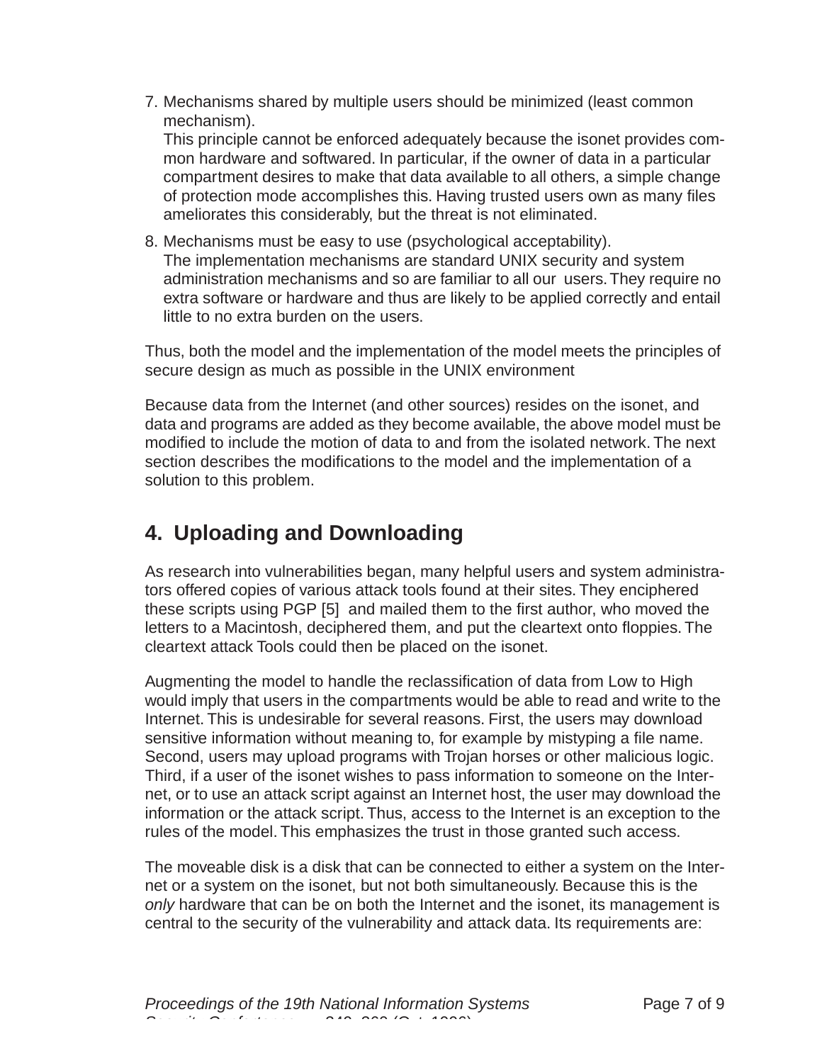7. Mechanisms shared by multiple users should be minimized (least common mechanism).
   This principle cannot be enforced adequately because the isonet provides common hardware and softwared. In particular, if the owner of data in a particular compartment desires to make that data available to all others, a simple change of protection mode accomplishes this. Having trusted users own as many files ameliorates this considerably, but the threat is not eliminated.
8. Mechanisms must be easy to use (psychological acceptability).
   The implementation mechanisms are standard UNIX security and system administration mechanisms and so are familiar to all our users. They require no extra software or hardware and thus are likely to be applied correctly and entail little to no extra burden on the users.

Thus, both the model and the implementation of the model meets the principles of secure design as much as possible in the UNIX environment

Because data from the Internet (and other sources) resides on the isonet, and data and programs are added as they become available, the above model must be modified to include the motion of data to and from the isolated network. The next section describes the modifications to the model and the implementation of a solution to this problem.

## 4. Uploading and Downloading

As research into vulnerabilities began, many helpful users and system administrators offered copies of various attack tools found at their sites. They enciphered these scripts using PGP [5] and mailed them to the first author, who moved the letters to a Macintosh, deciphered them, and put the cleartext onto floppies. The cleartext attack Tools could then be placed on the isonet.

Augmenting the model to handle the reclassification of data from Low to High would imply that users in the compartments would be able to read and write to the Internet. This is undesirable for several reasons. First, the users may download sensitive information without meaning to, for example by mistyping a file name. Second, users may upload programs with Trojan horses or other malicious logic. Third, if a user of the isonet wishes to pass information to someone on the Internet, or to use an attack script against an Internet host, the user may download the information or the attack script. Thus, access to the Internet is an exception to the rules of the model. This emphasizes the trust in those granted such access.

The moveable disk is a disk that can be connected to either a system on the Internet or a system on the isonet, but not both simultaneously. Because this is the *only* hardware that can be on both the Internet and the isonet, its management is central to the security of the vulnerability and attack data. Its requirements are: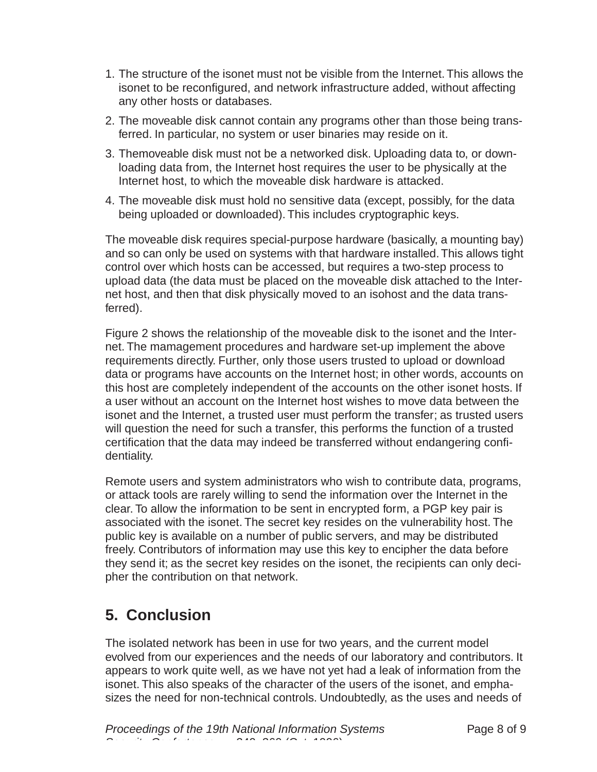1. The structure of the isonet must not be visible from the Internet. This allows the isonet to be reconfigured, and network infrastructure added, without affecting any other hosts or databases.
2. The moveable disk cannot contain any programs other than those being transferred. In particular, no system or user binaries may reside on it.
3. Themoveable disk must not be a networked disk. Uploading data to, or downloading data from, the Internet host requires the user to be physically at the Internet host, to which the moveable disk hardware is attacked.
4. The moveable disk must hold no sensitive data (except, possibly, for the data being uploaded or downloaded). This includes cryptographic keys.

The moveable disk requires special-purpose hardware (basically, a mounting bay) and so can only be used on systems with that hardware installed. This allows tight control over which hosts can be accessed, but requires a two-step process to upload data (the data must be placed on the moveable disk attached to the Internet host, and then that disk physically moved to an isohost and the data transferred).

Figure 2 shows the relationship of the moveable disk to the isonet and the Internet. The mamagement procedures and hardware set-up implement the above requirements directly. Further, only those users trusted to upload or download data or programs have accounts on the Internet host; in other words, accounts on this host are completely independent of the accounts on the other isonet hosts. If a user without an account on the Internet host wishes to move data between the isonet and the Internet, a trusted user must perform the transfer; as trusted users will question the need for such a transfer, this performs the function of a trusted certification that the data may indeed be transferred without endangering confidentiality.

Remote users and system administrators who wish to contribute data, programs, or attack tools are rarely willing to send the information over the Internet in the clear. To allow the information to be sent in encrypted form, a PGP key pair is associated with the isonet. The secret key resides on the vulnerability host. The public key is available on a number of public servers, and may be distributed freely. Contributors of information may use this key to encipher the data before they send it; as the secret key resides on the isonet, the recipients can only decipher the contribution on that network.

## 5. Conclusion

The isolated network has been in use for two years, and the current model evolved from our experiences and the needs of our laboratory and contributors. It appears to work quite well, as we have not yet had a leak of information from the isonet. This also speaks of the character of the users of the isonet, and emphasizes the need for non-technical controls. Undoubtedly, as the uses and needs of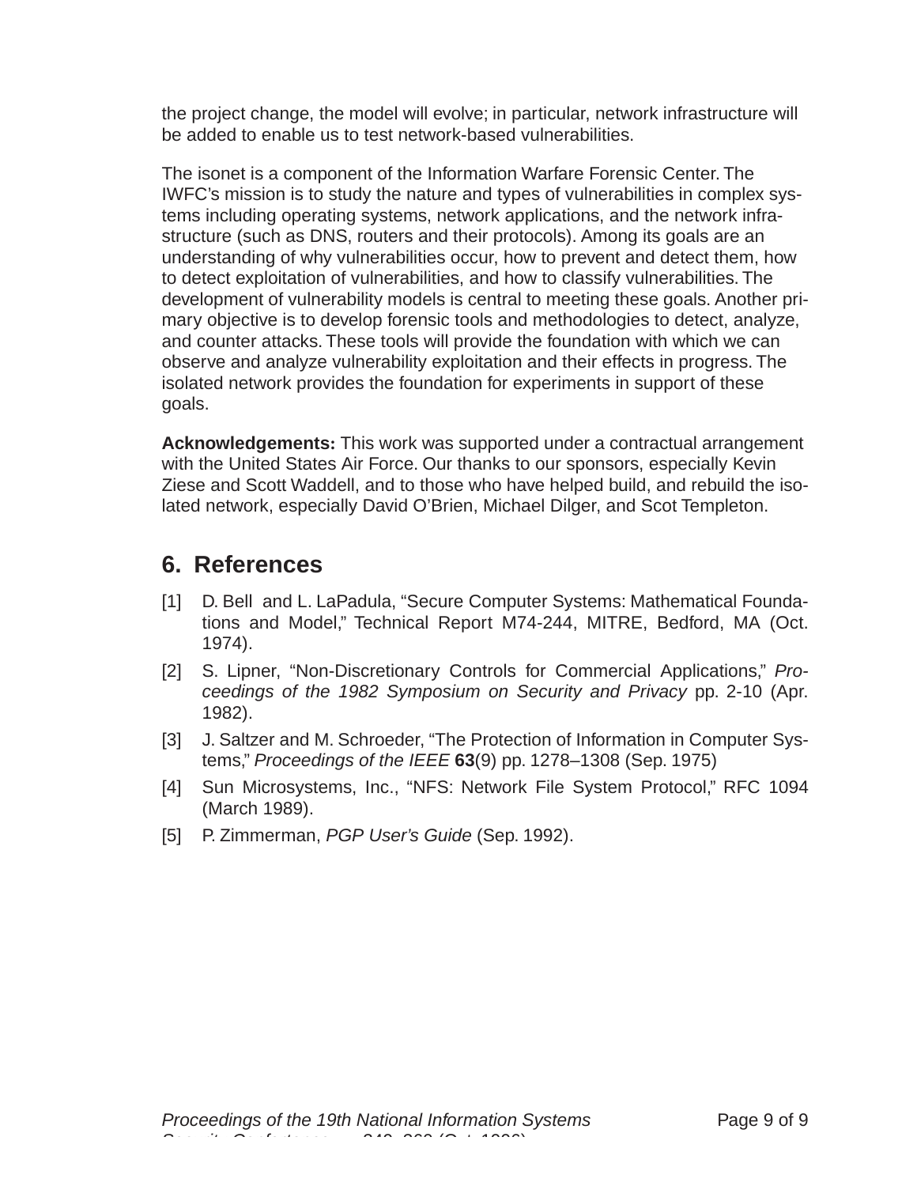the project change, the model will evolve; in particular, network infrastructure will be added to enable us to test network-based vulnerabilities.

The isonet is a component of the Information Warfare Forensic Center. The IWFC's mission is to study the nature and types of vulnerabilities in complex systems including operating systems, network applications, and the network infrastructure (such as DNS, routers and their protocols). Among its goals are an understanding of why vulnerabilities occur, how to prevent and detect them, how to detect exploitation of vulnerabilities, and how to classify vulnerabilities. The development of vulnerability models is central to meeting these goals. Another primary objective is to develop forensic tools and methodologies to detect, analyze, and counter attacks. These tools will provide the foundation with which we can observe and analyze vulnerability exploitation and their effects in progress. The isolated network provides the foundation for experiments in support of these goals.

**Acknowledgements:** This work was supported under a contractual arrangement with the United States Air Force. Our thanks to our sponsors, especially Kevin Ziese and Scott Waddell, and to those who have helped build, and rebuild the isolated network, especially David O'Brien, Michael Dilger, and Scot Templeton.

## 6. References

[1] D. Bell and L. LaPadula, "Secure Computer Systems: Mathematical Foundations and Model," Technical Report M74-244, MITRE, Bedford, MA (Oct. 1974).

[2] S. Lipner, "Non-Discretionary Controls for Commercial Applications," *Proceedings of the 1982 Symposium on Security and Privacy* pp. 2-10 (Apr. 1982).

[3] J. Saltzer and M. Schroeder, "The Protection of Information in Computer Systems," *Proceedings of the IEEE* **63**(9) pp. 1278–1308 (Sep. 1975)

[4] Sun Microsystems, Inc., "NFS: Network File System Protocol," RFC 1094 (March 1989).

[5] P. Zimmerman, *PGP User's Guide* (Sep. 1992).